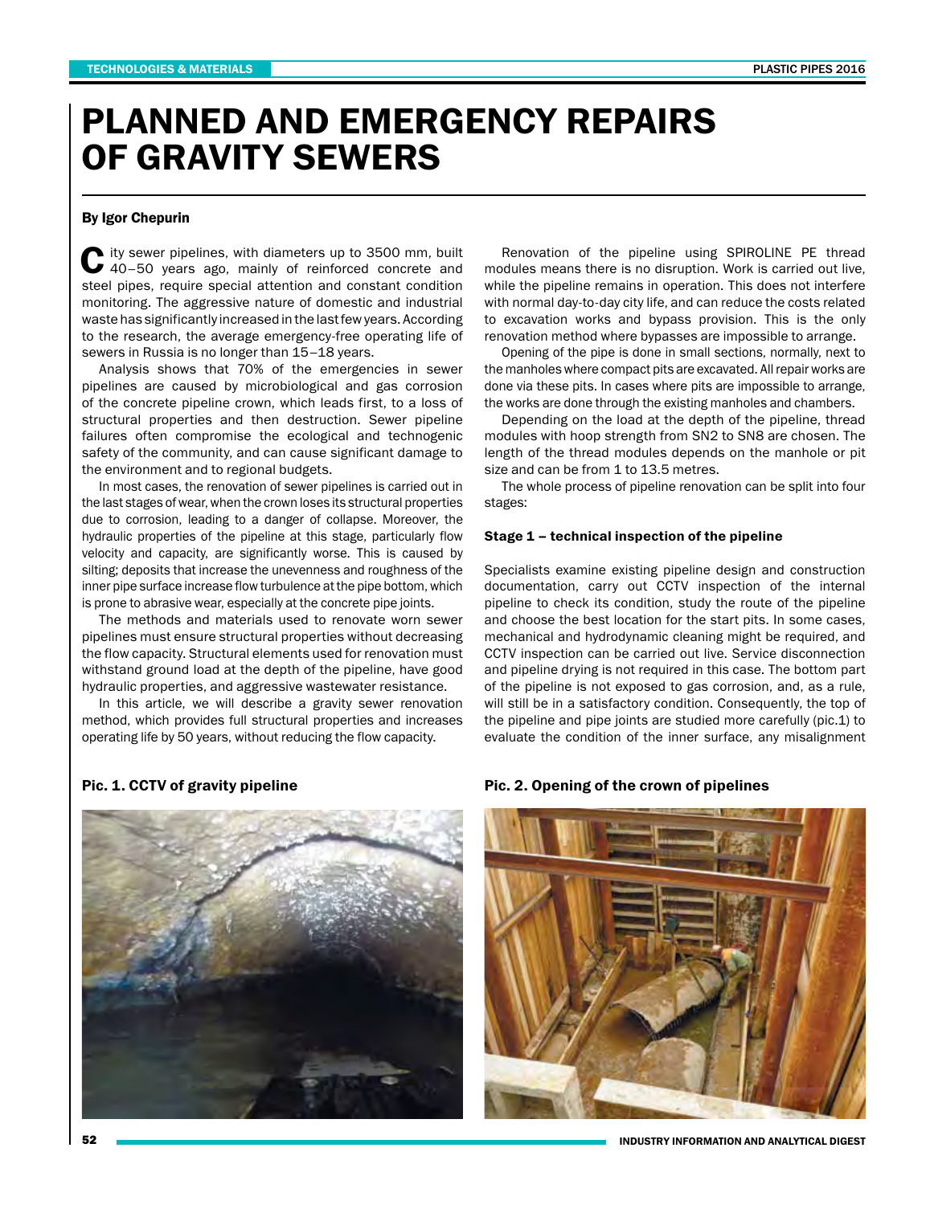# PLANNED AND EMERGENCY REPAIRS OF GRAVITY SEWERS

**By Igor Chepurin**

City sewer pipelines, with diameters up to 3500 mm, built 40–50 years ago, mainly of reinforced concrete and steel pipes, require special attention and constant condition monitoring. The aggressive nature of domestic and industrial waste has significantly increased in the last few years. According to the research, the average emergency-free operating life of sewers in Russia is no longer than 15–18 years.

Analysis shows that 70% of the emergencies in sewer pipelines are caused by microbiological and gas corrosion of the concrete pipeline crown, which leads first, to a loss of structural properties and then destruction. Sewer pipeline failures often compromise the ecological and technogenic safety of the community, and can cause significant damage to the environment and to regional budgets.

In most cases, the renovation of sewer pipelines is carried out in the last stages of wear, when the crown loses its structural properties due to corrosion, leading to a danger of collapse. Moreover, the hydraulic properties of the pipeline at this stage, particularly flow velocity and capacity, are significantly worse. This is caused by silting; deposits that increase the unevenness and roughness of the inner pipe surface increase flow turbulence at the pipe bottom, which is prone to abrasive wear, especially at the concrete pipe joints.

The methods and materials used to renovate worn sewer pipelines must ensure structural properties without decreasing the flow capacity. Structural elements used for renovation must withstand ground load at the depth of the pipeline, have good hydraulic properties, and aggressive wastewater resistance.

In this article, we will describe a gravity sewer renovation method, which provides full structural properties and increases operating life by 50 years, without reducing the flow capacity.

Renovation of the pipeline using SPIROLINE PE thread modules means there is no disruption. Work is carried out live, while the pipeline remains in operation. This does not interfere with normal day-to-day city life, and can reduce the costs related to excavation works and bypass provision. This is the only renovation method where bypasses are impossible to arrange.

Opening of the pipe is done in small sections, normally, next to the manholes where compact pits are excavated. All repair works are done via these pits. In cases where pits are impossible to arrange, the works are done through the existing manholes and chambers.

Depending on the load at the depth of the pipeline, thread modules with hoop strength from SN2 to SN8 are chosen. The length of the thread modules depends on the manhole or pit size and can be from 1 to 13.5 metres.

The whole process of pipeline renovation can be split into four stages:

**Stage 1 – technical inspection of the pipeline**

Specialists examine existing pipeline design and construction documentation, carry out CCTV inspection of the internal pipeline to check its condition, study the route of the pipeline and choose the best location for the start pits. In some cases, mechanical and hydrodynamic cleaning might be required, and CCTV inspection can be carried out live. Service disconnection and pipeline drying is not required in this case. The bottom part of the pipeline is not exposed to gas corrosion, and, as a rule, will still be in a satisfactory condition. Consequently, the top of the pipeline and pipe joints are studied more carefully (pic.1) to evaluate the condition of the inner surface, any misalignment

**Pic. 1. CCTV of gravity pipeline**

**Pic. 2. Opening of the crown of pipelines**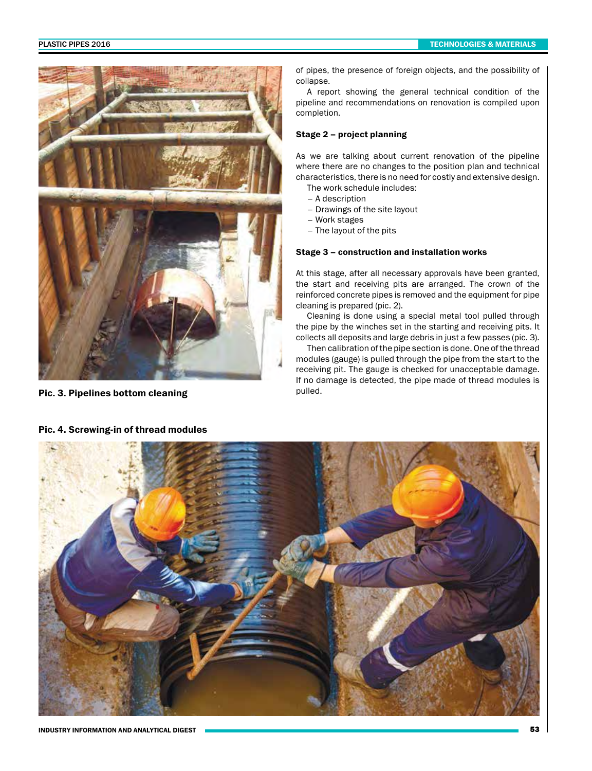Pic. 3. Pipelines bottom cleaning

of pipes, the presence of foreign objects, and the possibility of collapse.

A report showing the general technical condition of the pipeline and recommendations on renovation is compiled upon completion.

**Stage 2 – project planning**

As we are talking about current renovation of the pipeline where there are no changes to the position plan and technical characteristics, there is no need for costly and extensive design.

The work schedule includes:

- A description
- Drawings of the site layout
- Work stages
- The layout of the pits

**Stage 3 – construction and installation works**

At this stage, after all necessary approvals have been granted, the start and receiving pits are arranged. The crown of the reinforced concrete pipes is removed and the equipment for pipe cleaning is prepared (pic. 2).

Cleaning is done using a special metal tool pulled through the pipe by the winches set in the starting and receiving pits. It collects all deposits and large debris in just a few passes (pic. 3).

Then calibration of the pipe section is done. One of the thread modules (gauge) is pulled through the pipe from the start to the receiving pit. The gauge is checked for unacceptable damage. If no damage is detected, the pipe made of thread modules is pulled.

Pic. 4. Screwing-in of thread modules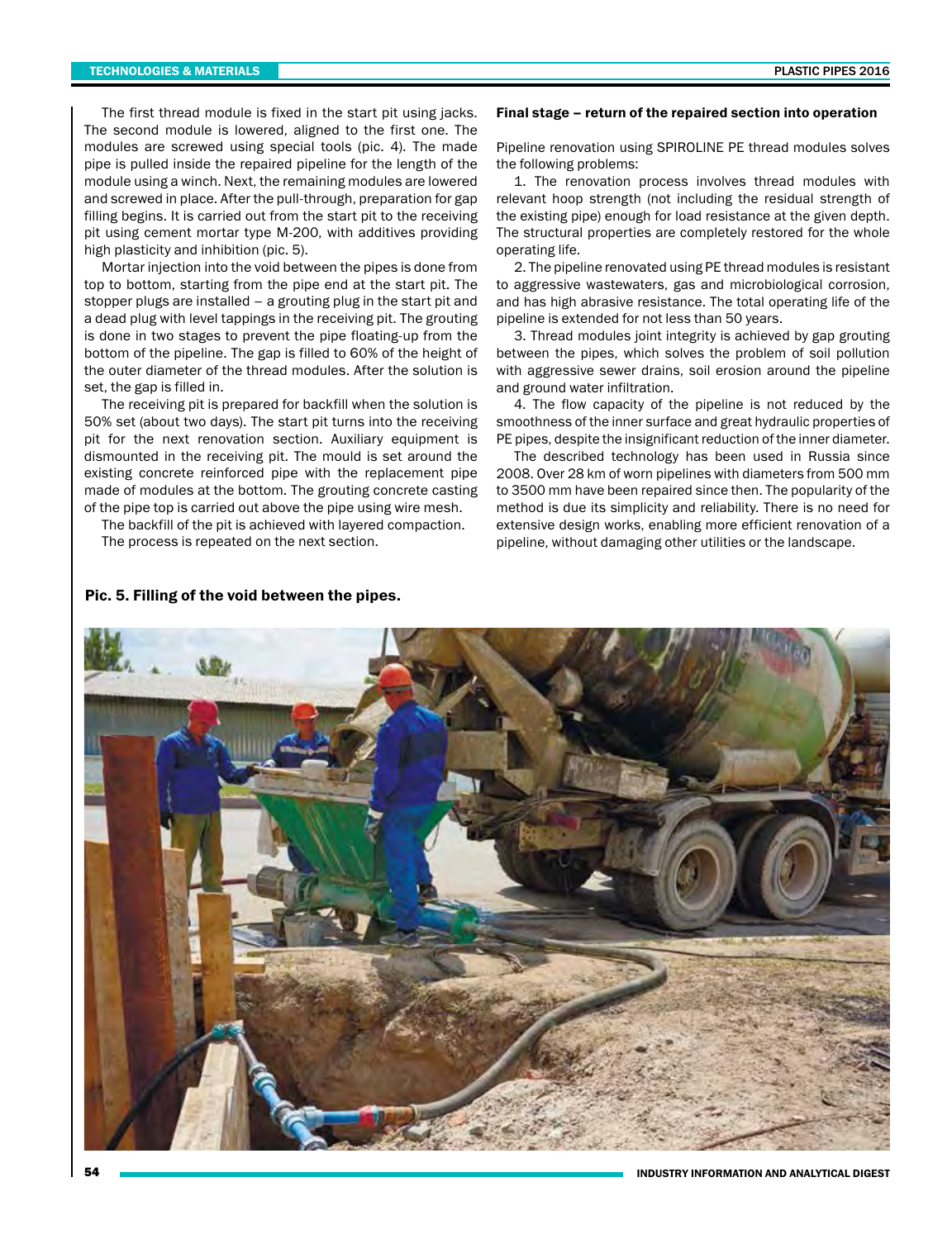The first thread module is fixed in the start pit using jacks. The second module is lowered, aligned to the first one. The modules are screwed using special tools (pic. 4). The made pipe is pulled inside the repaired pipeline for the length of the module using a winch. Next, the remaining modules are lowered and screwed in place. After the pull-through, preparation for gap filling begins. It is carried out from the start pit to the receiving pit using cement mortar type M-200, with additives providing high plasticity and inhibition (pic. 5).

Mortar injection into the void between the pipes is done from top to bottom, starting from the pipe end at the start pit. The stopper plugs are installed – a grouting plug in the start pit and a dead plug with level tappings in the receiving pit. The grouting is done in two stages to prevent the pipe floating-up from the bottom of the pipeline. The gap is filled to 60% of the height of the outer diameter of the thread modules. After the solution is set, the gap is filled in.

The receiving pit is prepared for backfill when the solution is 50% set (about two days). The start pit turns into the receiving pit for the next renovation section. Auxiliary equipment is dismounted in the receiving pit. The mould is set around the existing concrete reinforced pipe with the replacement pipe made of modules at the bottom. The grouting concrete casting of the pipe top is carried out above the pipe using wire mesh.

The backfill of the pit is achieved with layered compaction.

The process is repeated on the next section.

**Final stage – return of the repaired section into operation**

Pipeline renovation using SPIROLINE PE thread modules solves the following problems:

1. The renovation process involves thread modules with relevant hoop strength (not including the residual strength of the existing pipe) enough for load resistance at the given depth. The structural properties are completely restored for the whole operating life.

2. The pipeline renovated using PE thread modules is resistant to aggressive wastewaters, gas and microbiological corrosion, and has high abrasive resistance. The total operating life of the pipeline is extended for not less than 50 years.

3. Thread modules joint integrity is achieved by gap grouting between the pipes, which solves the problem of soil pollution with aggressive sewer drains, soil erosion around the pipeline and ground water infiltration.

4. The flow capacity of the pipeline is not reduced by the smoothness of the inner surface and great hydraulic properties of PE pipes, despite the insignificant reduction of the inner diameter.

The described technology has been used in Russia since 2008. Over 28 km of worn pipelines with diameters from 500 mm to 3500 mm have been repaired since then. The popularity of the method is due its simplicity and reliability. There is no need for extensive design works, enabling more efficient renovation of a pipeline, without damaging other utilities or the landscape.

**Pic. 5. Filling of the void between the pipes.**